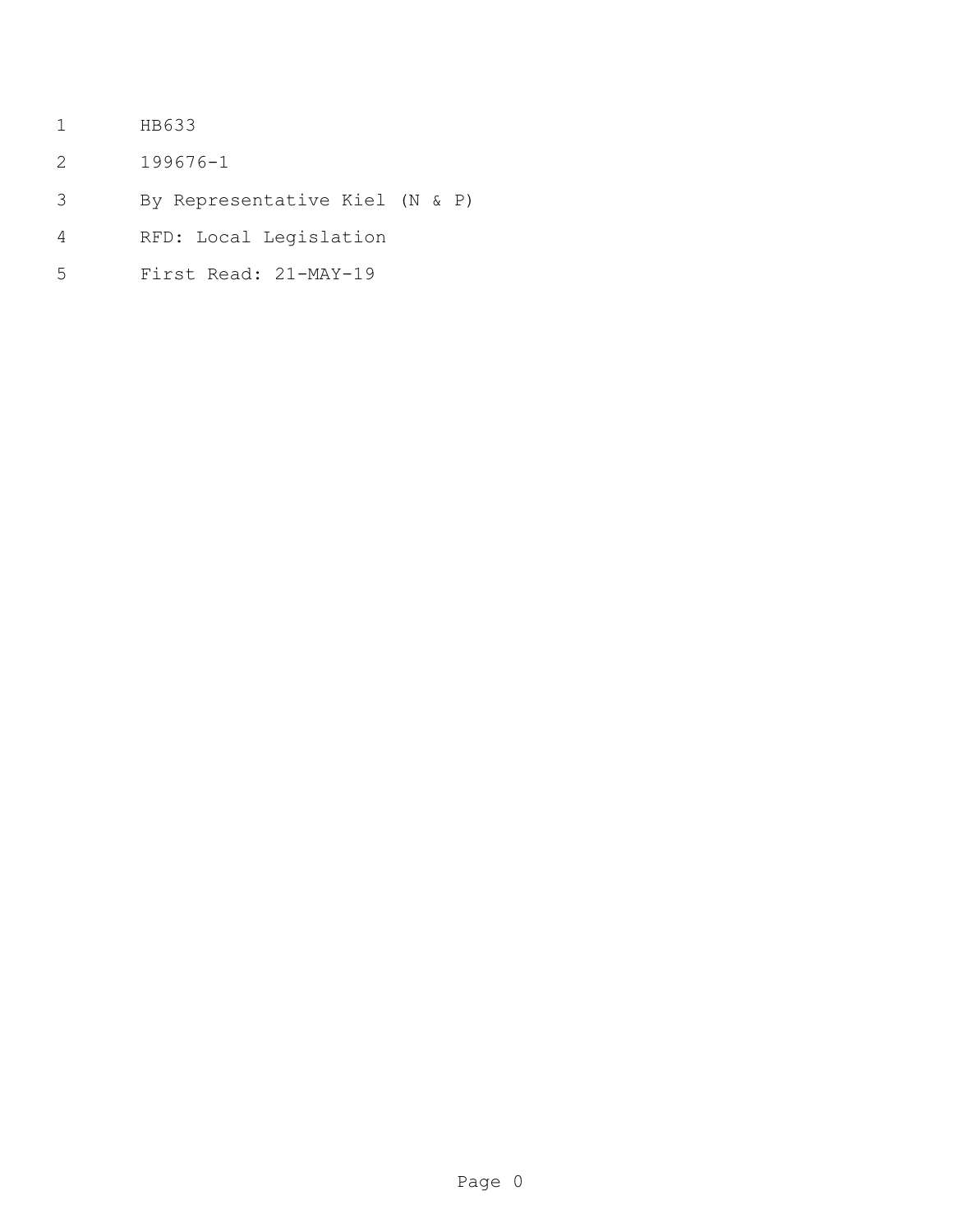HB633

199676-1

By Representative Kiel (N & P)

RFD: Local Legislation

First Read: 21-MAY-19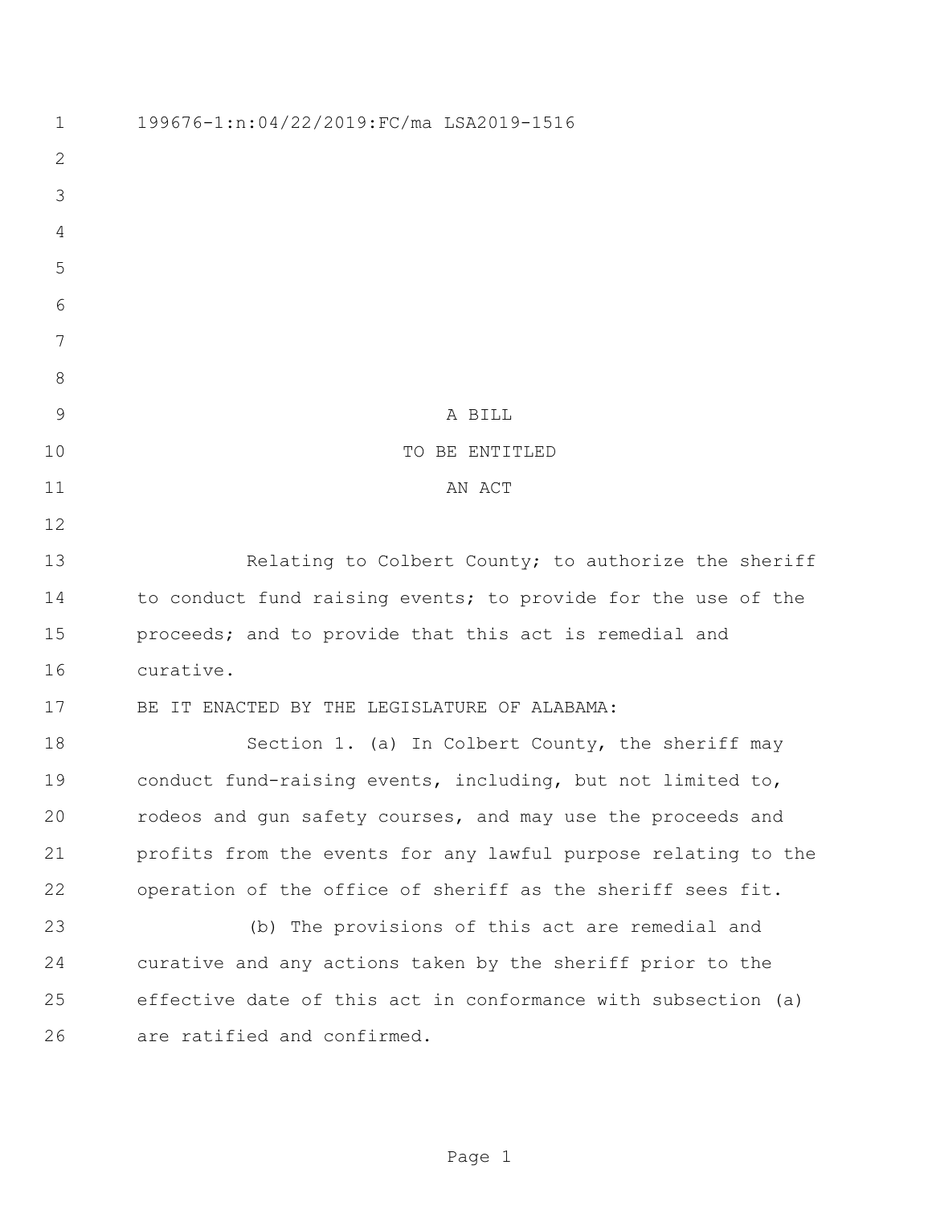199676-1:n:04/22/2019:FC/ma LSA2019-1516

A BILL

TO BE ENTITLED

AN ACT

Relating to Colbert County; to authorize the sheriff to conduct fund raising events; to provide for the use of the proceeds; and to provide that this act is remedial and curative.

BE IT ENACTED BY THE LEGISLATURE OF ALABAMA:

Section 1. (a) In Colbert County, the sheriff may conduct fund-raising events, including, but not limited to, rodeos and gun safety courses, and may use the proceeds and profits from the events for any lawful purpose relating to the operation of the office of sheriff as the sheriff sees fit.

(b) The provisions of this act are remedial and curative and any actions taken by the sheriff prior to the effective date of this act in conformance with subsection (a) are ratified and confirmed.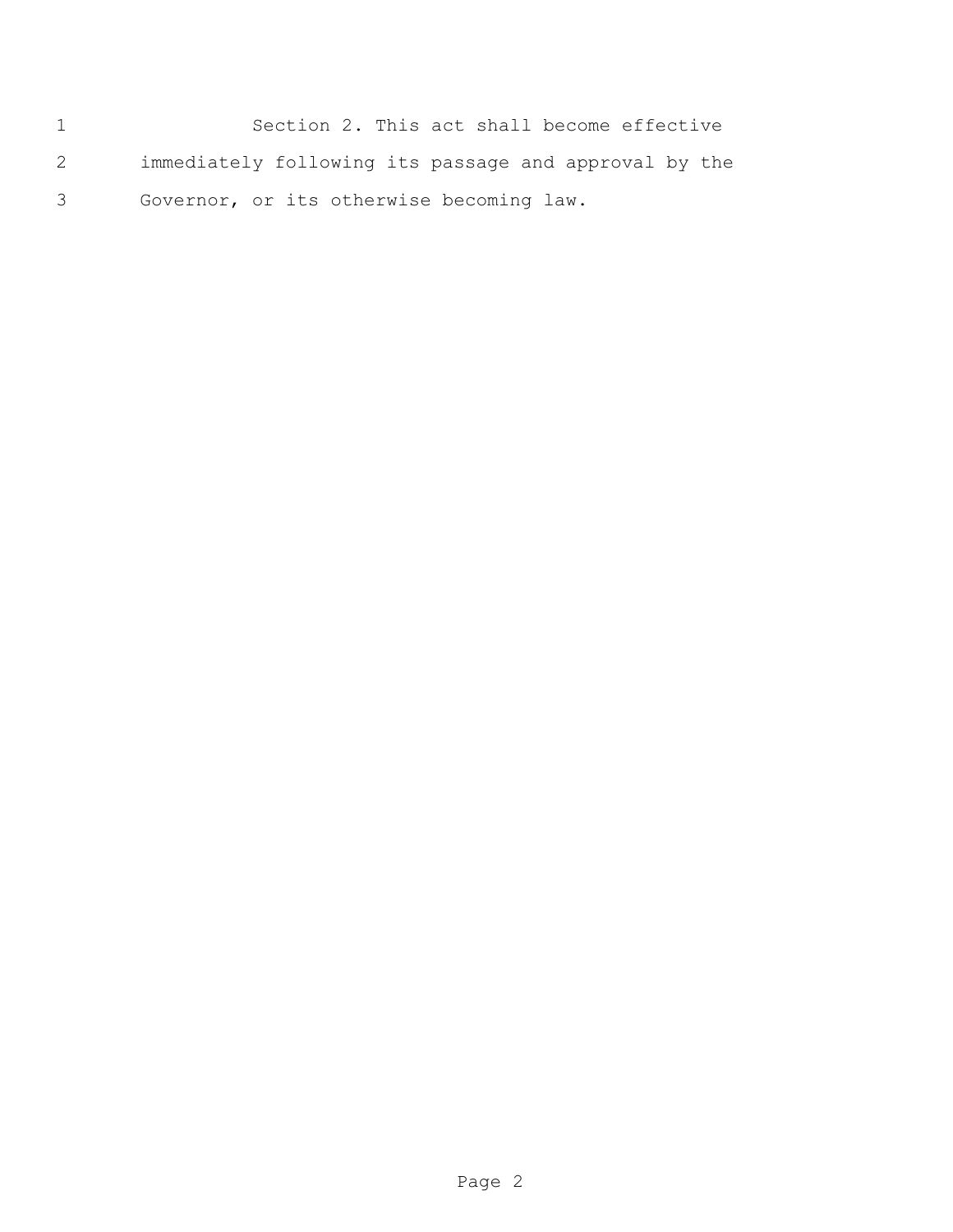Section 2. This act shall become effective immediately following its passage and approval by the Governor, or its otherwise becoming law.